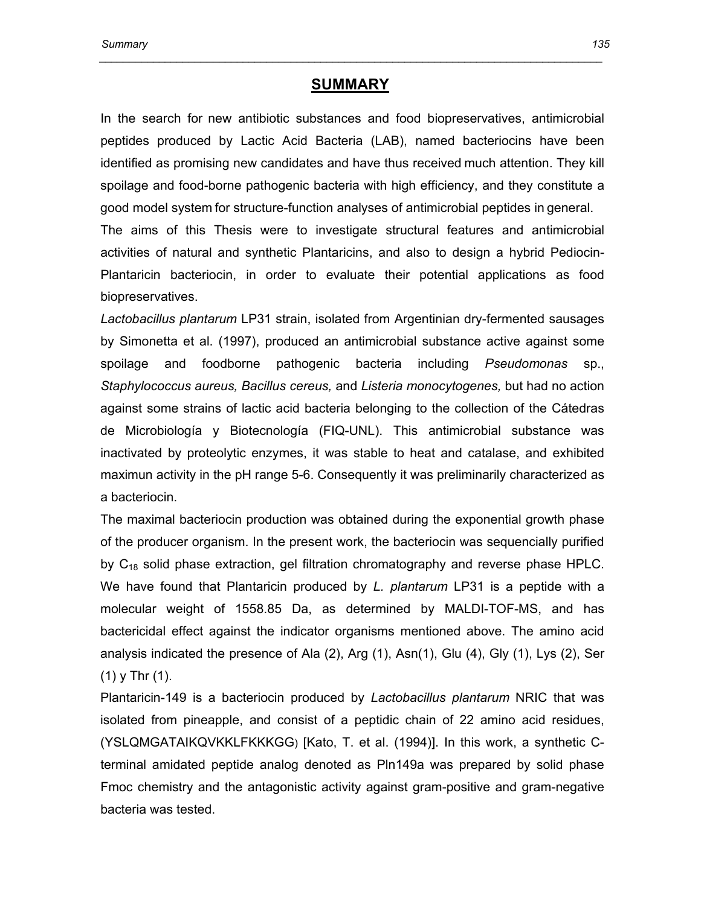# SUMMARY

In the search for new antibiotic substances and food biopreservatives, antimicrobial peptides produced by Lactic Acid Bacteria (LAB), named bacteriocins have been identified as promising new candidates and have thus received much attention. They kill spoilage and food-borne pathogenic bacteria with high efficiency, and they constitute a good model system for structure-function analyses of antimicrobial peptides in general.

The aims of this Thesis were to investigate structural features and antimicrobial activities of natural and synthetic Plantaricins, and also to design a hybrid Pediocin-Plantaricin bacteriocin, in order to evaluate their potential applications as food biopreservatives.

*Lactobacillus plantarum* LP31 strain, isolated from Argentinian dry-fermented sausages by Simonetta et al. (1997), produced an antimicrobial substance active against some spoilage and foodborne pathogenic bacteria including *Pseudomonas* sp., *Staphylococcus aureus, Bacillus cereus,* and *Listeria monocytogenes,* but had no action against some strains of lactic acid bacteria belonging to the collection of the Cátedras de Microbiología y Biotecnología (FIQ-UNL). This antimicrobial substance was inactivated by proteolytic enzymes, it was stable to heat and catalase, and exhibited maximun activity in the pH range 5-6. Consequently it was preliminarily characterized as a bacteriocin.

The maximal bacteriocin production was obtained during the exponential growth phase of the producer organism. In the present work, the bacteriocin was sequencially purified by $C_{18}$ solid phase extraction, gel filtration chromatography and reverse phase HPLC. We have found that Plantaricin produced by *L. plantarum* LP31 is a peptide with a molecular weight of 1558.85 Da, as determined by MALDI-TOF-MS, and has bactericidal effect against the indicator organisms mentioned above. The amino acid analysis indicated the presence of Ala (2), Arg (1), Asn(1), Glu (4), Gly (1), Lys (2), Ser (1) y Thr (1).

Plantaricin-149 is a bacteriocin produced by *Lactobacillus plantarum* NRIC that was isolated from pineapple, and consist of a peptidic chain of 22 amino acid residues, (YSLQMGATAIKQVKKLFKKKGG) [Kato, T. et al. (1994)]. In this work, a synthetic C-terminal amidated peptide analog denoted as Pln149a was prepared by solid phase Fmoc chemistry and the antagonistic activity against gram-positive and gram-negative bacteria was tested.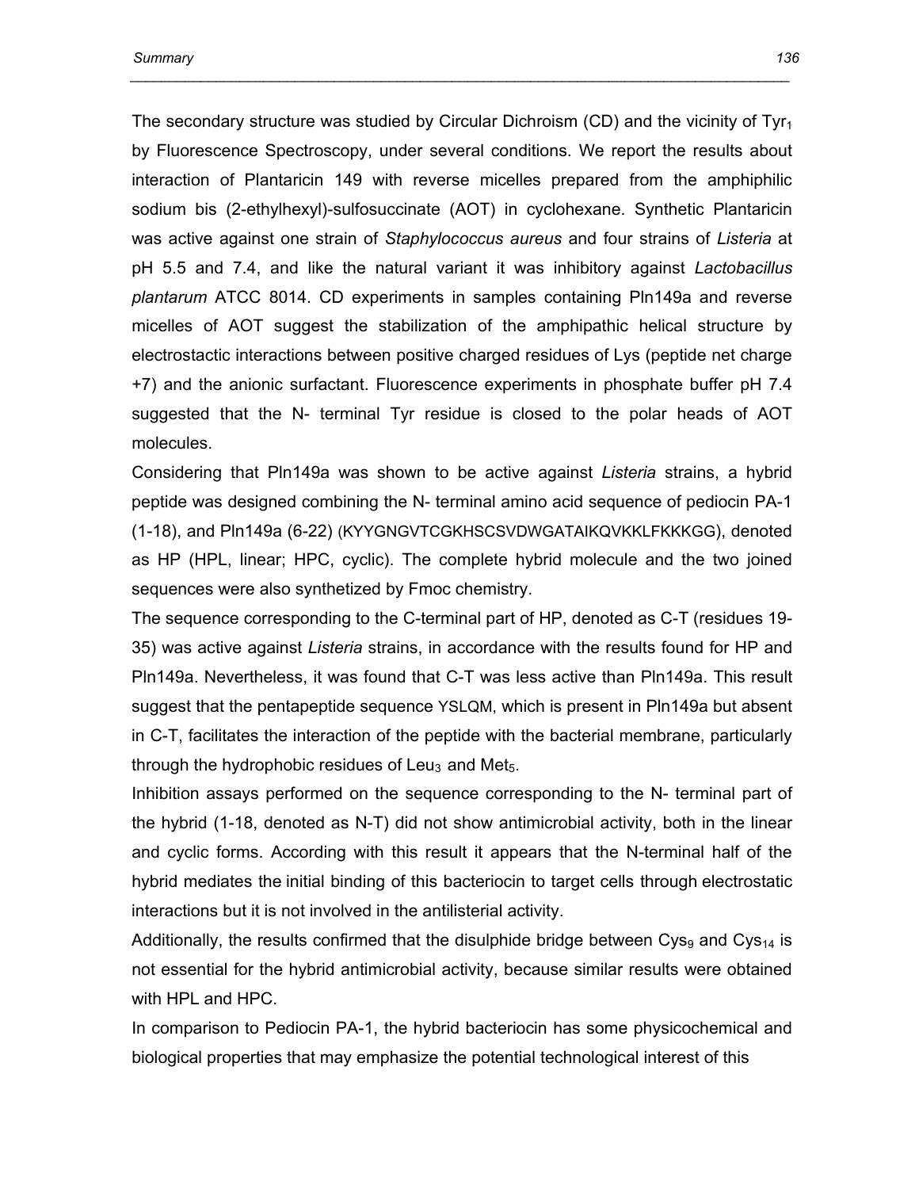The secondary structure was studied by Circular Dichroism (CD) and the vicinity of $Tyr_1$ by Fluorescence Spectroscopy, under several conditions. We report the results about interaction of Plantaricin 149 with reverse micelles prepared from the amphiphilic sodium bis (2-ethylhexyl)-sulfosuccinate (AOT) in cyclohexane. Synthetic Plantaricin was active against one strain of *Staphylococcus aureus* and four strains of *Listeria* at pH 5.5 and 7.4, and like the natural variant it was inhibitory against *Lactobacillus plantarum* ATCC 8014. CD experiments in samples containing Pln149a and reverse micelles of AOT suggest the stabilization of the amphipathic helical structure by electrostatic interactions between positive charged residues of Lys (peptide net charge +7) and the anionic surfactant. Fluorescence experiments in phosphate buffer pH 7.4 suggested that the N- terminal Tyr residue is closed to the polar heads of AOT molecules.

Considering that Pln149a was shown to be active against *Listeria* strains, a hybrid peptide was designed combining the N- terminal amino acid sequence of pediocin PA-1 (1-18), and Pln149a (6-22) (KYYGNGVTCGKHSCSVDWGATAIKQVKKLFKKKGG), denoted as HP (HPL, linear; HPC, cyclic). The complete hybrid molecule and the two joined sequences were also synthetized by Fmoc chemistry.

The sequence corresponding to the C-terminal part of HP, denoted as C-T (residues 19-35) was active against *Listeria* strains, in accordance with the results found for HP and Pln149a. Nevertheless, it was found that C-T was less active than Pln149a. This result suggest that the pentapeptide sequence YSLQM, which is present in Pln149a but absent in C-T, facilitates the interaction of the peptide with the bacterial membrane, particularly through the hydrophobic residues of $Leu_3$ and $Met_5$.

Inhibition assays performed on the sequence corresponding to the N- terminal part of the hybrid (1-18, denoted as N-T) did not show antimicrobial activity, both in the linear and cyclic forms. According with this result it appears that the N-terminal half of the hybrid mediates the initial binding of this bacteriocin to target cells through electrostatic interactions but it is not involved in the antilisterial activity.

Additionally, the results confirmed that the disulphide bridge between $Cys_9$ and $Cys_{14}$ is not essential for the hybrid antimicrobial activity, because similar results were obtained with HPL and HPC.

In comparison to Pediocin PA-1, the hybrid bacteriocin has some physicochemical and biological properties that may emphasize the potential technological interest of this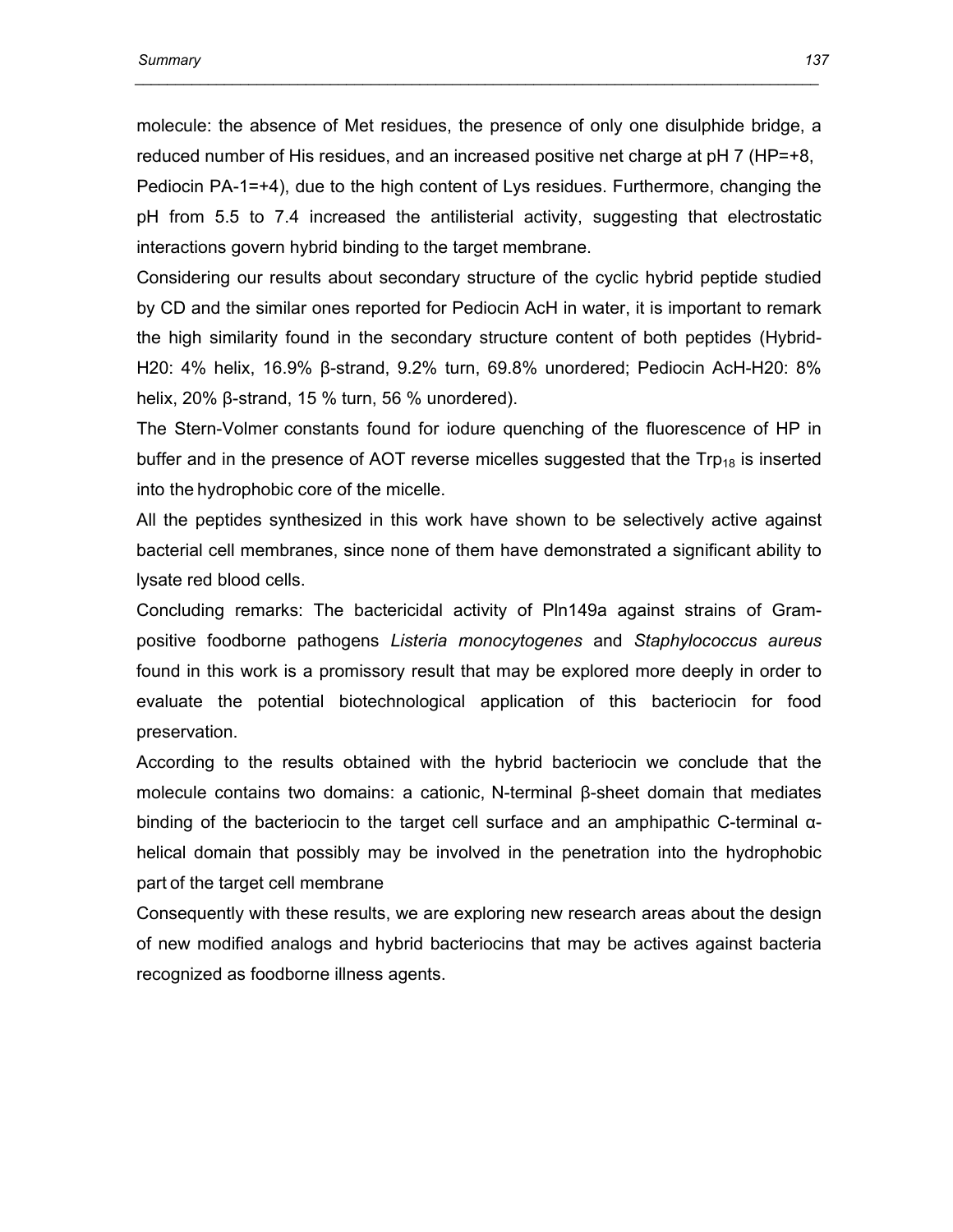molecule: the absence of Met residues, the presence of only one disulphide bridge, a reduced number of His residues, and an increased positive net charge at pH 7 (HP=+8, Pediocin PA-1=+4), due to the high content of Lys residues. Furthermore, changing the pH from 5.5 to 7.4 increased the antilisterial activity, suggesting that electrostatic interactions govern hybrid binding to the target membrane.

Considering our results about secondary structure of the cyclic hybrid peptide studied by CD and the similar ones reported for Pediocin AcH in water, it is important to remark the high similarity found in the secondary structure content of both peptides (Hybrid-H20: 4% helix, 16.9% β-strand, 9.2% turn, 69.8% unordered; Pediocin AcH-H20: 8% helix, 20% β-strand, 15 % turn, 56 % unordered).

The Stern-Volmer constants found for iodure quenching of the fluorescence of HP in buffer and in the presence of AOT reverse micelles suggested that the $Trp_{18}$ is inserted into the hydrophobic core of the micelle.

All the peptides synthesized in this work have shown to be selectively active against bacterial cell membranes, since none of them have demonstrated a significant ability to lysate red blood cells.

Concluding remarks: The bactericidal activity of Pln149a against strains of Gram-positive foodborne pathogens *Listeria monocytogenes* and *Staphylococcus aureus* found in this work is a promissory result that may be explored more deeply in order to evaluate the potential biotechnological application of this bacteriocin for food preservation.

According to the results obtained with the hybrid bacteriocin we conclude that the molecule contains two domains: a cationic, N-terminal β-sheet domain that mediates binding of the bacteriocin to the target cell surface and an amphipathic C-terminal α-helical domain that possibly may be involved in the penetration into the hydrophobic part of the target cell membrane

Consequently with these results, we are exploring new research areas about the design of new modified analogs and hybrid bacteriocins that may be actives against bacteria recognized as foodborne illness agents.